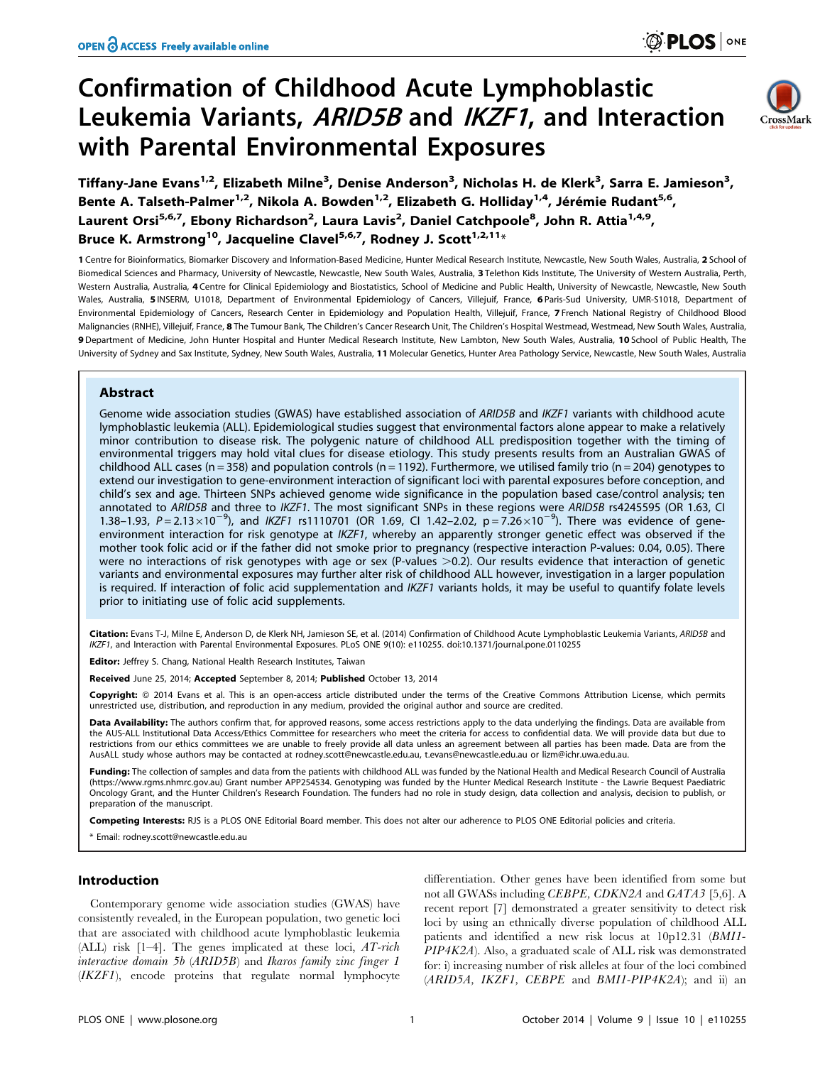# Confirmation of Childhood Acute Lymphoblastic Leukemia Variants, *ARID5B* and *IKZF1*, and Interaction with Parental Environmental Exposures

**Tiffany-Jane Evans[1,2], Elizabeth Milne[3], Denise Anderson[3], Nicholas H. de Klerk[3], Sarra E. Jamieson[3], Bente A. Talseth-Palmer[1,2], Nikola A. Bowden[1,2], Elizabeth G. Holliday[1,4], Jérémie Rudant[5,6], Laurent Orsi[5,6,7], Ebony Richardson[2], Laura Lavis[2], Daniel Catchpoole[8], John R. Attia[1,4,9], Bruce K. Armstrong[10], Jacqueline Clavel[5,6,7], Rodney J. Scott[1,2,11]***

1 Centre for Bioinformatics, Biomarker Discovery and Information-Based Medicine, Hunter Medical Research Institute, Newcastle, New South Wales, Australia, 2 School of Biomedical Sciences and Pharmacy, University of Newcastle, Newcastle, New South Wales, Australia, 3 Telethon Kids Institute, The University of Western Australia, Perth, Western Australia, Australia, 4 Centre for Clinical Epidemiology and Biostatistics, School of Medicine and Public Health, University of Newcastle, Newcastle, New South Wales, Australia, 5 INSERM, U1018, Department of Environmental Epidemiology of Cancers, Villejuif, France, 6 Paris-Sud University, UMR-S1018, Department of Environmental Epidemiology of Cancers, Research Center in Epidemiology and Population Health, Villejuif, France, 7 French National Registry of Childhood Blood Malignancies (RNHE), Villejuif, France, 8 The Tumour Bank, The Children's Cancer Research Unit, The Children's Hospital Westmead, Westmead, New South Wales, Australia, 9 Department of Medicine, John Hunter Hospital and Hunter Medical Research Institute, New Lambton, New South Wales, Australia, 10 School of Public Health, The University of Sydney and Sax Institute, Sydney, New South Wales, Australia, 11 Molecular Genetics, Hunter Area Pathology Service, Newcastle, New South Wales, Australia

## Abstract

Genome wide association studies (GWAS) have established association of *ARID5B* and *IKZF1* variants with childhood acute lymphoblastic leukemia (ALL). Epidemiological studies suggest that environmental factors alone appear to make a relatively minor contribution to disease risk. The polygenic nature of childhood ALL predisposition together with the timing of environmental triggers may hold vital clues for disease etiology. This study presents results from an Australian GWAS of childhood ALL cases (n = 358) and population controls (n = 1192). Furthermore, we utilised family trio (n = 204) genotypes to extend our investigation to gene-environment interaction of significant loci with parental exposures before conception, and child's sex and age. Thirteen SNPs achieved genome wide significance in the population based case/control analysis; ten annotated to *ARID5B* and three to *IKZF1*. The most significant SNPs in these regions were *ARID5B* rs4245595 (OR 1.63, CI 1.38–1.93, $P = 2.13 \times 10^{-9}$), and *IKZF1* rs1110701 (OR 1.69, CI 1.42–2.02, $p = 7.26 \times 10^{-9}$). There was evidence of gene-environment interaction for risk genotype at *IKZF1*, whereby an apparently stronger genetic effect was observed if the mother took folic acid or if the father did not smoke prior to pregnancy (respective interaction P-values: 0.04, 0.05). There were no interactions of risk genotypes with age or sex (P-values >0.2). Our results evidence that interaction of genetic variants and environmental exposures may further alter risk of childhood ALL however, investigation in a larger population is required. If interaction of folic acid supplementation and *IKZF1* variants holds, it may be useful to quantify folate levels prior to initiating use of folic acid supplements.

**Citation:** Evans T-J, Milne E, Anderson D, de Klerk NH, Jamieson SE, et al. (2014) Confirmation of Childhood Acute Lymphoblastic Leukemia Variants, ARID5B and IKZF1, and Interaction with Parental Environmental Exposures. PLoS ONE 9(10): e110255. doi:10.1371/journal.pone.0110255

**Editor:** Jeffrey S. Chang, National Health Research Institutes, Taiwan

**Received** June 25, 2014; **Accepted** September 8, 2014; **Published** October 13, 2014

**Copyright:** © 2014 Evans et al. This is an open-access article distributed under the terms of the Creative Commons Attribution License, which permits unrestricted use, distribution, and reproduction in any medium, provided the original author and source are credited.

**Data Availability:** The authors confirm that, for approved reasons, some access restrictions apply to the data underlying the findings. Data are available from the AUS-ALL Institutional Data Access/Ethics Committee for researchers who meet the criteria for access to confidential data. We will provide data but due to restrictions from our ethics committees we are unable to freely provide all data unless an agreement between all parties has been made. Data are from the AusALL study whose authors may be contacted at rodney.scott@newcastle.edu.au, t.evans@newcastle.edu.au or lizm@ichr.uwa.edu.au.

**Funding:** The collection of samples and data from the patients with childhood ALL was funded by the National Health and Medical Research Council of Australia (https://www.rgms.nhmrc.gov.au) Grant number APP254534. Genotyping was funded by the Hunter Medical Research Institute - the Lawrie Bequest Paediatric Oncology Grant, and the Hunter Children's Research Foundation. The funders had no role in study design, data collection and analysis, decision to publish, or preparation of the manuscript.

**Competing Interests:** RJS is a PLOS ONE Editorial Board member. This does not alter our adherence to PLOS ONE Editorial policies and criteria.

* Email: rodney.scott@newcastle.edu.au

## Introduction

Contemporary genome wide association studies (GWAS) have consistently revealed, in the European population, two genetic loci that are associated with childhood acute lymphoblastic leukemia (ALL) risk [1–4]. The genes implicated at these loci, *AT-rich interactive domain 5b* (*ARID5B*) and *Ikaros family zinc finger 1* (*IKZF1*), encode proteins that regulate normal lymphocyte differentiation. Other genes have been identified from some but not all GWASs including *CEBPE*, *CDKN2A* and *GATA3* [5,6]. A recent report [7] demonstrated a greater sensitivity to detect risk loci by using an ethnically diverse population of childhood ALL patients and identified a new risk locus at 10p12.31 (*BMI1-PIP4K2A*). Also, a graduated scale of ALL risk was demonstrated for: i) increasing number of risk alleles at four of the loci combined (*ARID5A, IKZF1, CEBPE* and *BMI1-PIP4K2A*); and ii) an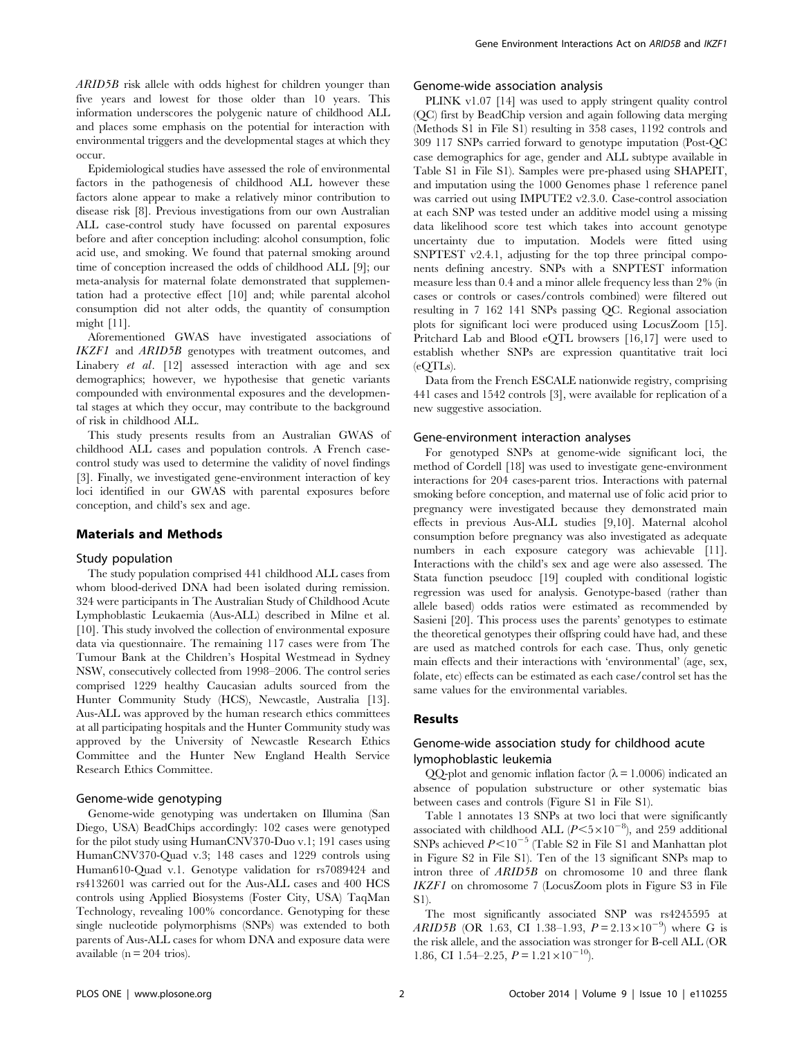*ARID5B* risk allele with odds highest for children younger than five years and lowest for those older than 10 years. This information underscores the polygenic nature of childhood ALL and places some emphasis on the potential for interaction with environmental triggers and the developmental stages at which they occur.

Epidemiological studies have assessed the role of environmental factors in the pathogenesis of childhood ALL however these factors alone appear to make a relatively minor contribution to disease risk [8]. Previous investigations from our own Australian ALL case-control study have focussed on parental exposures before and after conception including: alcohol consumption, folic acid use, and smoking. We found that paternal smoking around time of conception increased the odds of childhood ALL [9]; our meta-analysis for maternal folate demonstrated that supplementation had a protective effect [10] and; while parental alcohol consumption did not alter odds, the quantity of consumption might [11].

Aforementioned GWAS have investigated associations of *IKZF1* and *ARID5B* genotypes with treatment outcomes, and Linabery *et al*. [12] assessed interaction with age and sex demographics; however, we hypothesise that genetic variants compounded with environmental exposures and the developmental stages at which they occur, may contribute to the background of risk in childhood ALL.

This study presents results from an Australian GWAS of childhood ALL cases and population controls. A French case-control study was used to determine the validity of novel findings [3]. Finally, we investigated gene-environment interaction of key loci identified in our GWAS with parental exposures before conception, and child's sex and age.

## Materials and Methods

### Study population

The study population comprised 441 childhood ALL cases from whom blood-derived DNA had been isolated during remission. 324 were participants in The Australian Study of Childhood Acute Lymphoblastic Leukaemia (Aus-ALL) described in Milne et al. [10]. This study involved the collection of environmental exposure data via questionnaire. The remaining 117 cases were from The Tumour Bank at the Children's Hospital Westmead in Sydney NSW, consecutively collected from 1998–2006. The control series comprised 1229 healthy Caucasian adults sourced from the Hunter Community Study (HCS), Newcastle, Australia [13]. Aus-ALL was approved by the human research ethics committees at all participating hospitals and the Hunter Community study was approved by the University of Newcastle Research Ethics Committee and the Hunter New England Health Service Research Ethics Committee.

### Genome-wide genotyping

Genome-wide genotyping was undertaken on Illumina (San Diego, USA) BeadChips accordingly: 102 cases were genotyped for the pilot study using HumanCNV370-Duo v.1; 191 cases using HumanCNV370-Quad v.3; 148 cases and 1229 controls using Human610-Quad v.1. Genotype validation for rs7089424 and rs4132601 was carried out for the Aus-ALL cases and 400 HCS controls using Applied Biosystems (Foster City, USA) TaqMan Technology, revealing 100% concordance. Genotyping for these single nucleotide polymorphisms (SNPs) was extended to both parents of Aus-ALL cases for whom DNA and exposure data were available (n = 204 trios).

### Genome-wide association analysis

PLINK v1.07 [14] was used to apply stringent quality control (QC) first by BeadChip version and again following data merging (Methods S1 in File S1) resulting in 358 cases, 1192 controls and 309 117 SNPs carried forward to genotype imputation (Post-QC case demographics for age, gender and ALL subtype available in Table S1 in File S1). Samples were pre-phased using SHAPEIT, and imputation using the 1000 Genomes phase 1 reference panel was carried out using IMPUTE2 v2.3.0. Case-control association at each SNP was tested under an additive model using a missing data likelihood score test which takes into account genotype uncertainty due to imputation. Models were fitted using SNPTEST v2.4.1, adjusting for the top three principal components defining ancestry. SNPs with a SNPTEST information measure less than 0.4 and a minor allele frequency less than 2% (in cases or controls or cases/controls combined) were filtered out resulting in 7 162 141 SNPs passing QC. Regional association plots for significant loci were produced using LocusZoom [15]. Pritchard Lab and Blood eQTL browsers [16,17] were used to establish whether SNPs are expression quantitative trait loci (eQTLs).

Data from the French ESCALE nationwide registry, comprising 441 cases and 1542 controls [3], were available for replication of a new suggestive association.

### Gene-environment interaction analyses

For genotyped SNPs at genome-wide significant loci, the method of Cordell [18] was used to investigate gene-environment interactions for 204 cases-parent trios. Interactions with paternal smoking before conception, and maternal use of folic acid prior to pregnancy were investigated because they demonstrated main effects in previous Aus-ALL studies [9,10]. Maternal alcohol consumption before pregnancy was also investigated as adequate numbers in each exposure category was achievable [11]. Interactions with the child's sex and age were also assessed. The Stata function pseudocc [19] coupled with conditional logistic regression was used for analysis. Genotype-based (rather than allele based) odds ratios were estimated as recommended by Sasieni [20]. This process uses the parents' genotypes to estimate the theoretical genotypes their offspring could have had, and these are used as matched controls for each case. Thus, only genetic main effects and their interactions with 'environmental' (age, sex, folate, etc) effects can be estimated as each case/control set has the same values for the environmental variables.

## Results

### Genome-wide association study for childhood acute lymophoblastic leukemia

QQ-plot and genomic inflation factor ($\lambda = 1.0006$) indicated an absence of population substructure or other systematic bias between cases and controls (Figure S1 in File S1).

Table 1 annotates 13 SNPs at two loci that were significantly associated with childhood ALL ($P < 5\times10^{-8}$), and 259 additional SNPs achieved $P < 10^{-5}$ (Table S2 in File S1 and Manhattan plot in Figure S2 in File S1). Ten of the 13 significant SNPs map to intron three of *ARID5B* on chromosome 10 and three flank *IKZF1* on chromosome 7 (LocusZoom plots in Figure S3 in File S1).

The most significantly associated SNP was rs4245595 at *ARID5B* (OR 1.63, CI 1.38–1.93, $P = 2.13\times10^{-9}$) where G is the risk allele, and the association was stronger for B-cell ALL (OR 1.86, CI 1.54–2.25, $P = 1.21\times10^{-10}$).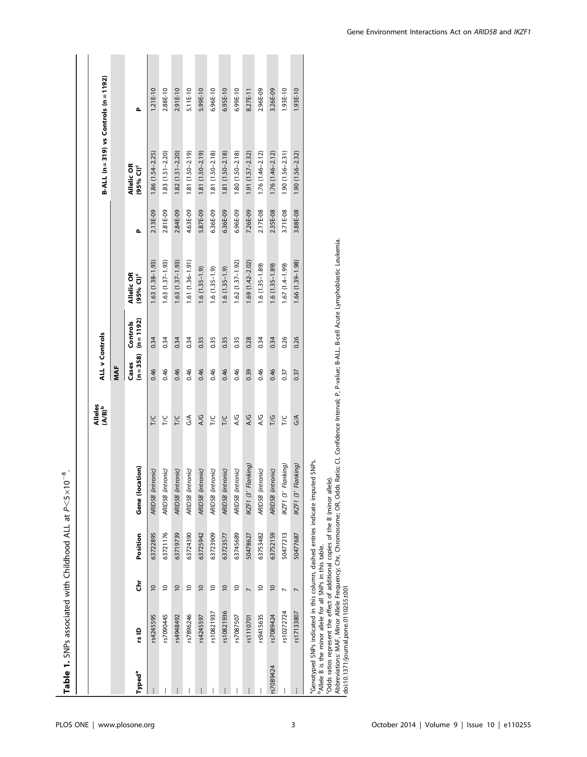**Table 1.** SNPs associated with Childhood ALL at $P<5\times10^{-8}$.

| Typed[a] | rs ID | Chr | Position | Gene (location) | Alleles (A/B)[b] | ALL v Controls | | | | | B-ALL (n = 319) vs Controls (n = 1192) | |
|---|---|---|---|---|---|---|---|---|---|---|---|---|
| | | | | | | MAF | | | | | | |
| | | | | | | Cases (n = 358) | Controls (n = 1192) | Allelic OR (95% CI)[c] | P | | Allelic OR (95% CI)[c] | P |
| --- | rs4245595 | 10 | 63722895 | *ARID5B (intronic)* | T/C | 0.46 | 0.34 | 1.63 (1.38–1.93) | 2.13E-09 | | 1.86 (1.54–2.25) | 1.21E-10 |
| --- | rs7090445 | 10 | 63721176 | *ARID5B (intronic)* | T/C | 0.46 | 0.34 | 1.63 (1.37–1.93) | 2.81E-09 | | 1.83 (1.51–2.20) | 2.88E-10 |
| --- | rs4948492 | 10 | 63719739 | *ARID5B (intronic)* | T/C | 0.46 | 0.34 | 1.63 (1.37–1.93) | 2.84E-09 | | 1.82 (1.51–2.20) | 2.91E-10 |
| --- | rs7896246 | 10 | 63724390 | *ARID5B (intronic)* | G/A | 0.46 | 0.34 | 1.61 (1.36–1.91) | 4.63E-09 | | 1.81 (1.50–2.19) | 5.11E-10 |
| --- | rs4245597 | 10 | 63725942 | *ARID5B (intronic)* | A/G | 0.46 | 0.35 | 1.6 (1.35–1.9) | 5.87E-09 | | 1.81 (1.50–2.19) | 5.99E-10 |
| --- | rs10821937 | 10 | 63723909 | *ARID5B (intronic)* | T/C | 0.46 | 0.35 | 1.6 (1.35–1.9) | 6.36E-09 | | 1.81 (1.50–2.18) | 6.96E-10 |
| --- | rs10821936 | 10 | 63723577 | *ARID5B (intronic)* | T/C | 0.46 | 0.35 | 1.6 (1.35–1.9) | 6.36E-09 | | 1.81 (1.50–2.18) | 6.95E-10 |
| --- | rs7087507 | 10 | 63745689 | *ARID5B (intronic)* | A/G | 0.46 | 0.35 | 1.62 (1.37–1.92) | 6.96E-09 | | 1.80 (1.50–2.18) | 6.99E-10 |
| --- | rs1110701 | 7 | 50478627 | *IKZF1 (3′ Flanking)* | A/G | 0.39 | 0.28 | 1.69 (1.42–2.02) | 7.26E-09 | | 1.91 (1.57–2.32) | 8.27E-11 |
| --- | rs9415635 | 10 | 63753482 | *ARID5B (intronic)* | A/G | 0.46 | 0.34 | 1.6 (1.35–1.89) | 2.17E-08 | | 1.76 (1.46–2.12) | 2.96E-09 |
| rs7089424 | rs7089424 | 10 | 63752159 | *ARID5B (intronic)* | T/G | 0.46 | 0.34 | 1.6 (1.35–1.89) | 2.35E-08 | | 1.76 (1.46–2.12) | 3.26E-09 |
| --- | rs10272724 | 7 | 50477213 | *IKZF1 (3′ Flanking)* | T/C | 0.37 | 0.26 | 1.67 (1.4–1.99) | 3.71E-08 | | 1.90 (1.56–2.31) | 1.93E-10 |
| --- | rs17133807 | 7 | 50477687 | *IKZF1 (3′ Flanking)* | G/A | 0.37 | 0.26 | 1.66 (1.39–1.98) | 3.88E-08 | | 1.90 (1.56–2.32) | 1.93E-10 |

[a]Genotyped SNPs indicated in this column, dashed entries indicate imputed SNPs.
[b]Allele B is the minor allele for all SNPs in this table.
[c]Odds ratios represent the effect of additional copies of the B (minor allele).
Abbreviations: MAF, Minor Allele Frequency; Chr, Chromosome; OR, Odds Ratio; CI, Confidence Interval; P, P-value; B-ALL, B-cell Acute Lymphoblastic Leukemia.
doi:10.1371/journal.pone.0110255.t001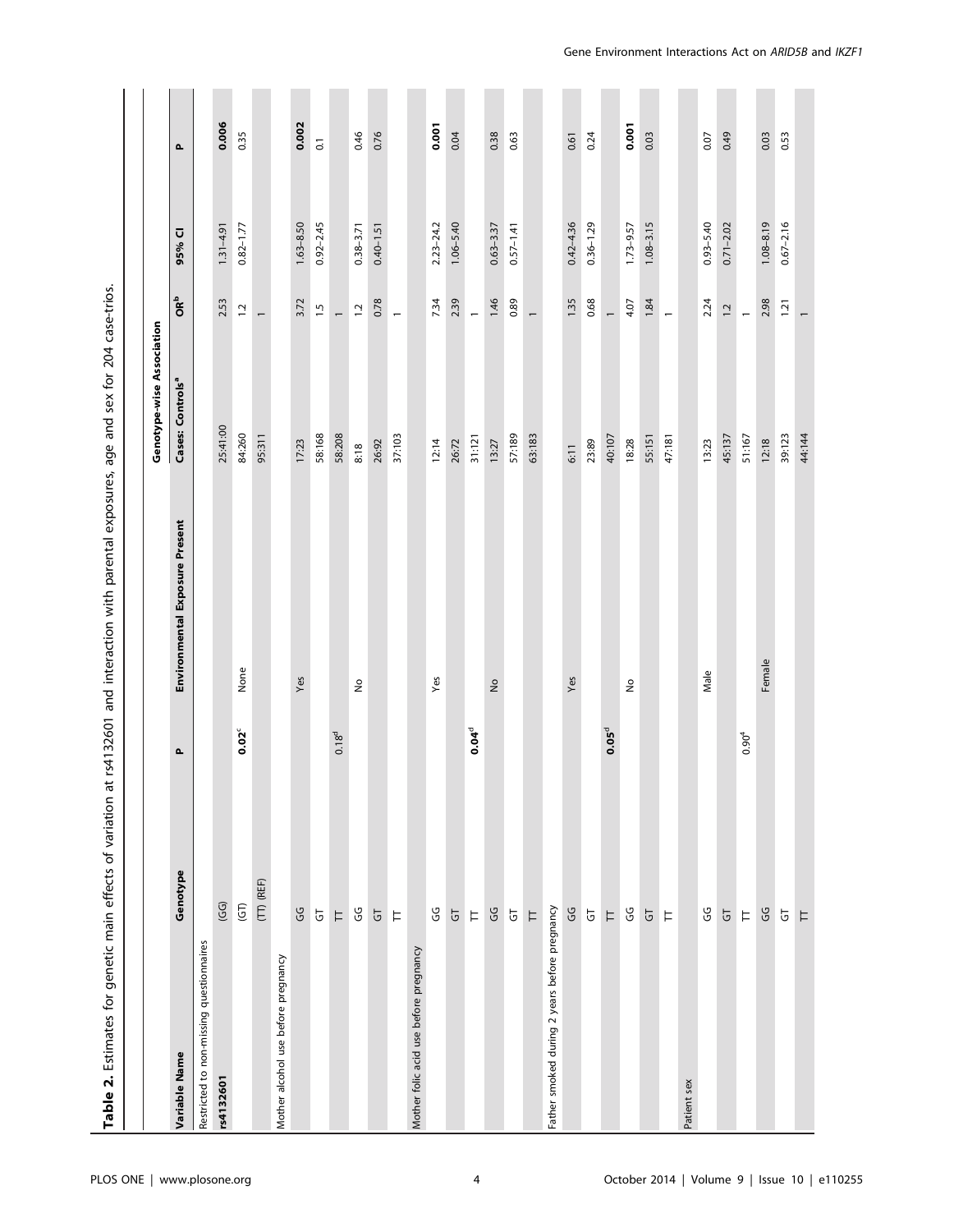**Table 2.** Estimates for genetic main effects of variation at rs4132601 and interaction with parental exposures, age and sex for 204 case-trios.

| Variable Name | Genotype | P | Environmental Exposure Present | Genotype-wise Association | | | |
|---|---|---|---|---|---|---|---|
| | | | | Cases: Controls[a] | OR[b] | 95% CI | P |
| Restricted to non-missing questionnaires | | | | | | | |
| **rs4132601** | (GG) | | | 25:41:00 | 2.53 | 1.31–4.91 | **0.006** |
| | (GT) | **0.02**[c] | None | 84:260 | 1.2 | 0.82–1.77 | 0.35 |
| | (TT) (REF) | | | 95:311 | 1 | | |
| Mother alcohol use before pregnancy | | | | | | | |
| | GG | | Yes | 17:23 | 3.72 | 1.63–8.50 | **0.002** |
| | GT | | | 58:168 | 1.5 | 0.92–2.45 | 0.1 |
| | TT | 0.18[d] | | 58:208 | 1 | | |
| | GG | | No | 8:18 | 1.2 | 0.38–3.71 | 0.46 |
| | GT | | | 26:92 | 0.78 | 0.40–1.51 | 0.76 |
| | TT | | | 37:103 | 1 | | |
| Mother folic acid use before pregnancy | | | | | | | |
| | GG | | Yes | 12:14 | 7.34 | 2.23–24.2 | **0.001** |
| | GT | | | 26:72 | 2.39 | 1.06–5.40 | 0.04 |
| | TT | **0.04**[d] | | 31:121 | 1 | | |
| | GG | | No | 13:27 | 1.46 | 0.63–3.37 | 0.38 |
| | GT | | | 57:189 | 0.89 | 0.57–1.41 | 0.63 |
| | TT | | | 63:183 | 1 | | |
| Father smoked during 2 years before pregnancy | | | | | | | |
| | GG | | Yes | 6:11 | 1.35 | 0.42–4.36 | 0.61 |
| | GT | | | 23:89 | 0.68 | 0.36–1.29 | 0.24 |
| | TT | **0.05**[d] | | 40:107 | 1 | | |
| | GG | | No | 18:28 | 4.07 | 1.73–9.57 | **0.001** |
| | GT | | | 55:151 | 1.84 | 1.08–3.15 | 0.03 |
| | TT | | | 47:181 | 1 | | |
| Patient sex | | | | | | | |
| | GG | | Male | 13:23 | 2.24 | 0.93–5.40 | 0.07 |
| | GT | | | 45:137 | 1.2 | 0.71–2.02 | 0.49 |
| | TT | 0.90[d] | | 51:167 | 1 | | |
| | GG | | Female | 12:18 | 2.98 | 1.08–8.19 | 0.03 |
| | GT | | | 39:123 | 1.21 | 0.67–2.16 | 0.53 |
| | TT | | | 44:144 | 1 | | |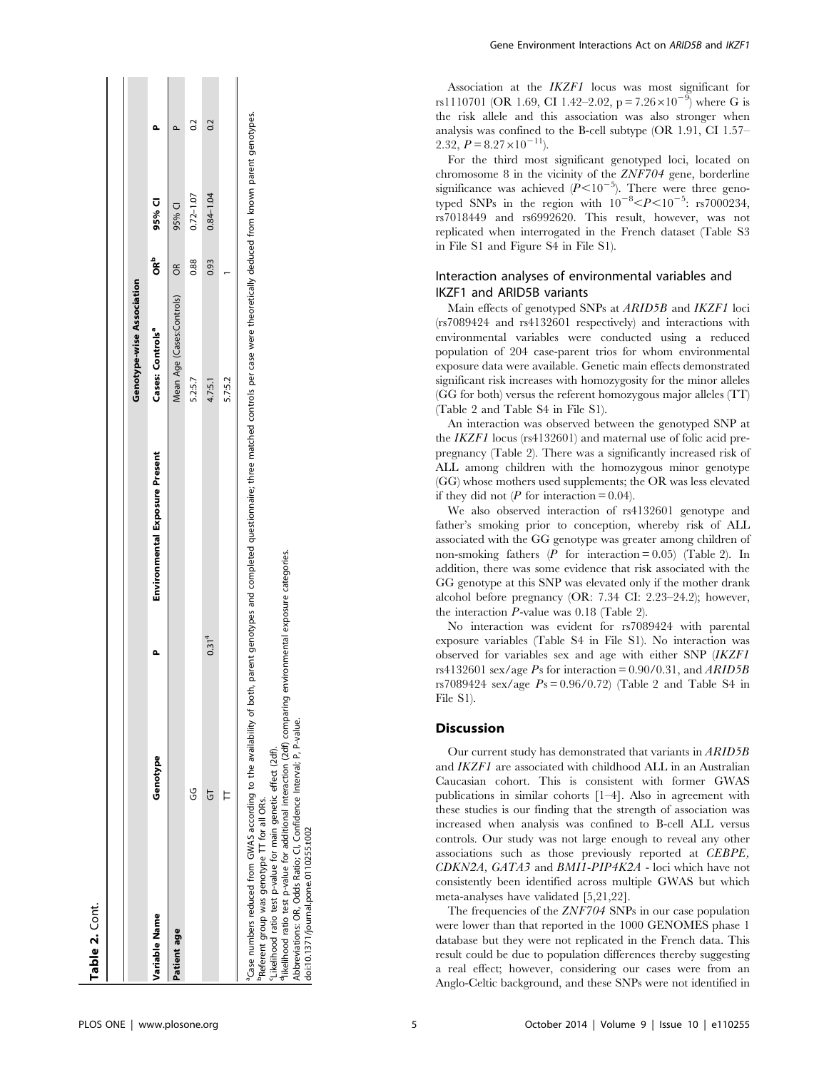**Table 2.** Cont.

| Variable Name | Genotype | P | Environmental Exposure Present | Genotype-wise Association | | | |
|---|---|---|---|---|---|---|---|
| | | | | Cases: Controls[a] | OR[b] | 95% CI | P |
| **Patient age** | | | | Mean Age (Cases:Controls) | OR | 95% CI | P |
| | GG | | | 5.2:5.7 | 0.88 | 0.72–1.07 | 0.2 |
| | GT | 0.31[d] | | 4.7:5.1 | 0.93 | 0.84–1.04 | 0.2 |
| | TT | | | 5.7:5.2 | 1 | | |

[a]Case numbers reduced from GWAS according to the availability of both, parent genotypes and completed questionnaire; three matched controls per case were theoretically deduced from known parent genotypes.
[b]Referent group was genotype TT for all ORs.
[c]Likelihood ratio test p-value for main genetic effect (2df).
[d]likelihood ratio test p-value for additional interaction (2df) comparing environmental exposure categories.
Abbreviations: OR, Odds Ratio; CI, Confidence Interval; P, P-value.
doi:10.1371/journal.pone.0110255.t002

Association at the *IKZF1* locus was most significant for rs1110701 (OR 1.69, CI 1.42–2.02, $p = 7.26 \times 10^{-9}$) where G is the risk allele and this association was also stronger when analysis was confined to the B-cell subtype (OR 1.91, CI 1.57–2.32, $P = 8.27 \times 10^{-11}$).

For the third most significant genotyped loci, located on chromosome 8 in the vicinity of the *ZNF704* gene, borderline significance was achieved ($P < 10^{-5}$). There were three genotyped SNPs in the region with $10^{-8} < P < 10^{-5}$: rs7000234, rs7018449 and rs6992620. This result, however, was not replicated when interrogated in the French dataset (Table S3 in File S1 and Figure S4 in File S1).

## Interaction analyses of environmental variables and IKZF1 and ARID5B variants

Main effects of genotyped SNPs at *ARID5B* and *IKZF1* loci (rs7089424 and rs4132601 respectively) and interactions with environmental variables were conducted using a reduced population of 204 case-parent trios for whom environmental exposure data were available. Genetic main effects demonstrated significant risk increases with homozygosity for the minor alleles (GG for both) versus the referent homozygous major alleles (TT) (Table 2 and Table S4 in File S1).

An interaction was observed between the genotyped SNP at the *IKZF1* locus (rs4132601) and maternal use of folic acid pre-pregnancy (Table 2). There was a significantly increased risk of ALL among children with the homozygous minor genotype (GG) whose mothers used supplements; the OR was less elevated if they did not ($P$ for interaction = 0.04).

We also observed interaction of rs4132601 genotype and father's smoking prior to conception, whereby risk of ALL associated with the GG genotype was greater among children of non-smoking fathers ($P$ for interaction = 0.05) (Table 2). In addition, there was some evidence that risk associated with the GG genotype at this SNP was elevated only if the mother drank alcohol before pregnancy (OR: 7.34 CI: 2.23–24.2); however, the interaction $P$-value was 0.18 (Table 2).

No interaction was evident for rs7089424 with parental exposure variables (Table S4 in File S1). No interaction was observed for variables sex and age with either SNP (*IKZF1* rs4132601 sex/age $P$s for interaction = 0.90/0.31, and *ARID5B* rs7089424 sex/age $P$s = 0.96/0.72) (Table 2 and Table S4 in File S1).

## Discussion

Our current study has demonstrated that variants in *ARID5B* and *IKZF1* are associated with childhood ALL in an Australian Caucasian cohort. This is consistent with former GWAS publications in similar cohorts [1–4]. Also in agreement with these studies is our finding that the strength of association was increased when analysis was confined to B-cell ALL versus controls. Our study was not large enough to reveal any other associations such as those previously reported at *CEBPE, CDKN2A, GATA3* and *BMI1-PIP4K2A* - loci which have not consistently been identified across multiple GWAS but which meta-analyses have validated [5,21,22].

The frequencies of the *ZNF704* SNPs in our case population were lower than that reported in the 1000 GENOMES phase 1 database but they were not replicated in the French data. This result could be due to population differences thereby suggesting a real effect; however, considering our cases were from an Anglo-Celtic background, and these SNPs were not identified in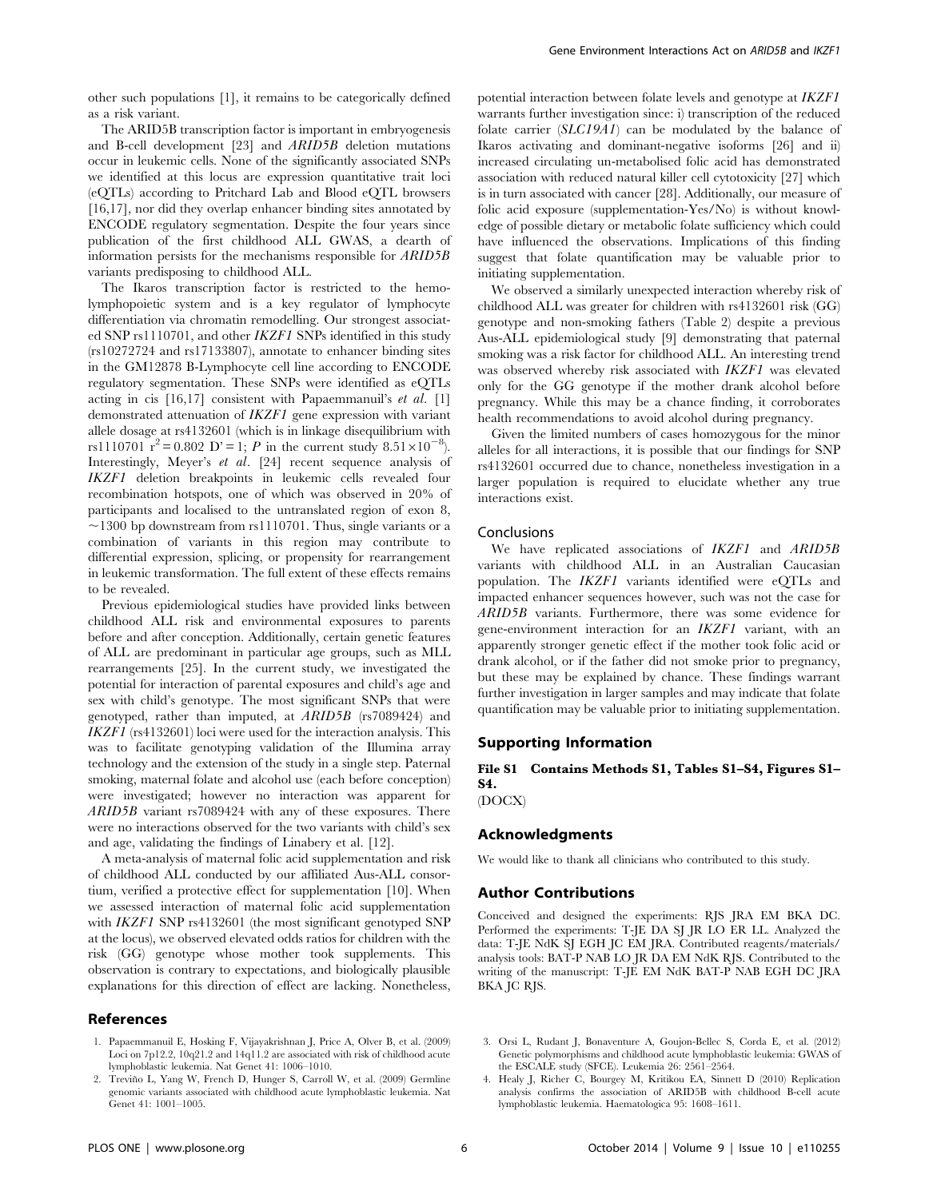other such populations [1], it remains to be categorically defined as a risk variant.

The ARID5B transcription factor is important in embryogenesis and B-cell development [23] and *ARID5B* deletion mutations occur in leukemic cells. None of the significantly associated SNPs we identified at this locus are expression quantitative trait loci (eQTLs) according to Pritchard Lab and Blood eQTL browsers [16,17], nor did they overlap enhancer binding sites annotated by ENCODE regulatory segmentation. Despite the four years since publication of the first childhood ALL GWAS, a dearth of information persists for the mechanisms responsible for *ARID5B* variants predisposing to childhood ALL.

The Ikaros transcription factor is restricted to the hemolymphopoietic system and is a key regulator of lymphocyte differentiation via chromatin remodelling. Our strongest associated SNP rs1110701, and other *IKZF1* SNPs identified in this study (rs10272724 and rs17133807), annotate to enhancer binding sites in the GM12878 B-Lymphocyte cell line according to ENCODE regulatory segmentation. These SNPs were identified as eQTLs acting in cis [16,17] consistent with Papaemmanuil's *et al.* [1] demonstrated attenuation of *IKZF1* gene expression with variant allele dosage at rs4132601 (which is in linkage disequilibrium with rs1110701 $r^2 = 0.802$ $D' = 1$; $P$ in the current study $8.51 \times 10^{-8}$). Interestingly, Meyer's *et al.* [24] recent sequence analysis of *IKZF1* deletion breakpoints in leukemic cells revealed four recombination hotspots, one of which was observed in 20% of participants and localised to the untranslated region of exon 8, ~1300 bp downstream from rs1110701. Thus, single variants or a combination of variants in this region may contribute to differential expression, splicing, or propensity for rearrangement in leukemic transformation. The full extent of these effects remains to be revealed.

Previous epidemiological studies have provided links between childhood ALL risk and environmental exposures to parents before and after conception. Additionally, certain genetic features of ALL are predominant in particular age groups, such as MLL rearrangements [25]. In the current study, we investigated the potential for interaction of parental exposures and child's age and sex with child's genotype. The most significant SNPs that were genotyped, rather than imputed, at *ARID5B* (rs7089424) and *IKZF1* (rs4132601) loci were used for the interaction analysis. This was to facilitate genotyping validation of the Illumina array technology and the extension of the study in a single step. Paternal smoking, maternal folate and alcohol use (each before conception) were investigated; however no interaction was apparent for *ARID5B* variant rs7089424 with any of these exposures. There were no interactions observed for the two variants with child's sex and age, validating the findings of Linabery et al. [12].

A meta-analysis of maternal folic acid supplementation and risk of childhood ALL conducted by our affiliated Aus-ALL consortium, verified a protective effect for supplementation [10]. When we assessed interaction of maternal folic acid supplementation with *IKZF1* SNP rs4132601 (the most significant genotyped SNP at the locus), we observed elevated odds ratios for children with the risk (GG) genotype whose mother took supplements. This observation is contrary to expectations, and biologically plausible explanations for this direction of effect are lacking. Nonetheless, potential interaction between folate levels and genotype at *IKZF1* warrants further investigation since: i) transcription of the reduced folate carrier (*SLC19A1*) can be modulated by the balance of Ikaros activating and dominant-negative isoforms [26] and ii) increased circulating un-metabolised folic acid has demonstrated association with reduced natural killer cell cytotoxicity [27] which is in turn associated with cancer [28]. Additionally, our measure of folic acid exposure (supplementation-Yes/No) is without knowledge of possible dietary or metabolic folate sufficiency which could have influenced the observations. Implications of this finding suggest that folate quantification may be valuable prior to initiating supplementation.

We observed a similarly unexpected interaction whereby risk of childhood ALL was greater for children with rs4132601 risk (GG) genotype and non-smoking fathers (Table 2) despite a previous Aus-ALL epidemiological study [9] demonstrating that paternal smoking was a risk factor for childhood ALL. An interesting trend was observed whereby risk associated with *IKZF1* was elevated only for the GG genotype if the mother drank alcohol before pregnancy. While this may be a chance finding, it corroborates health recommendations to avoid alcohol during pregnancy.

Given the limited numbers of cases homozygous for the minor alleles for all interactions, it is possible that our findings for SNP rs4132601 occurred due to chance, nonetheless investigation in a larger population is required to elucidate whether any true interactions exist.

### Conclusions

We have replicated associations of *IKZF1* and *ARID5B* variants with childhood ALL in an Australian Caucasian population. The *IKZF1* variants identified were eQTLs and impacted enhancer sequences however, such was not the case for *ARID5B* variants. Furthermore, there was some evidence for gene-environment interaction for an *IKZF1* variant, with an apparently stronger genetic effect if the mother took folic acid or drank alcohol, or if the father did not smoke prior to pregnancy, but these may be explained by chance. These findings warrant further investigation in larger samples and may indicate that folate quantification may be valuable prior to initiating supplementation.

## Supporting Information

**File S1 Contains Methods S1, Tables S1–S4, Figures S1–S4.**
(DOCX)

## Acknowledgments

We would like to thank all clinicians who contributed to this study.

## Author Contributions

Conceived and designed the experiments: RJS JRA EM BKA DC. Performed the experiments: T-JE DA SJ JR LO ER LL. Analyzed the data: T-JE NdK SJ EGH JC EM JRA. Contributed reagents/materials/analysis tools: BAT-P NAB LO JR DA EM NdK RJS. Contributed to the writing of the manuscript: T-JE EM NdK BAT-P NAB EGH DC JRA BKA JC RJS.

## References

1. Papaemmanuil E, Hosking F, Vijayakrishnan J, Price A, Olver B, et al. (2009) Loci on 7p12.2, 10q21.2 and 14q11.2 are associated with risk of childhood acute lymphoblastic leukemia. Nat Genet 41: 1006–1010.
2. Treviño L, Yang W, French D, Hunger S, Carroll W, et al. (2009) Germline genomic variants associated with childhood acute lymphoblastic leukemia. Nat Genet 41: 1001–1005.
3. Orsi L, Rudant J, Bonaventure A, Goujon-Bellec S, Corda E, et al. (2012) Genetic polymorphisms and childhood acute lymphoblastic leukemia: GWAS of the ESCALE study (SFCE). Leukemia 26: 2561–2564.
4. Healy J, Richer C, Bourgey M, Kritikou EA, Sinnett D (2010) Replication analysis confirms the association of ARID5B with childhood B-cell acute lymphoblastic leukemia. Haematologica 95: 1608–1611.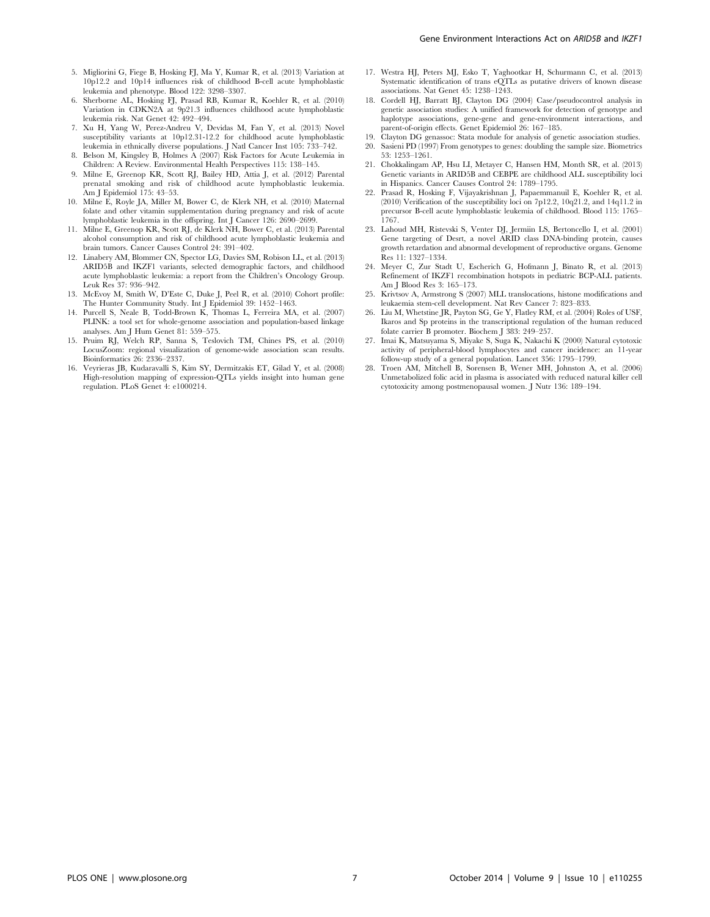5. Migliorini G, Fiege B, Hosking FJ, Ma Y, Kumar R, et al. (2013) Variation at 10p12.2 and 10p14 influences risk of childhood B-cell acute lymphoblastic leukemia and phenotype. Blood 122: 3298–3307.
6. Sherborne AL, Hosking FJ, Prasad RB, Kumar R, Koehler R, et al. (2010) Variation in CDKN2A at 9p21.3 influences childhood acute lymphoblastic leukemia risk. Nat Genet 42: 492–494.
7. Xu H, Yang W, Perez-Andreu V, Devidas M, Fan Y, et al. (2013) Novel susceptibility variants at 10p12.31-12.2 for childhood acute lymphoblastic leukemia in ethnically diverse populations. J Natl Cancer Inst 105: 733–742.
8. Belson M, Kingsley B, Holmes A (2007) Risk Factors for Acute Leukemia in Children: A Review. Environmental Health Perspectives 115: 138–145.
9. Milne E, Greenop KR, Scott RJ, Bailey HD, Attia J, et al. (2012) Parental prenatal smoking and risk of childhood acute lymphoblastic leukemia. Am J Epidemiol 175: 43–53.
10. Milne E, Royle JA, Miller M, Bower C, de Klerk NH, et al. (2010) Maternal folate and other vitamin supplementation during pregnancy and risk of acute lymphoblastic leukemia in the offspring. Int J Cancer 126: 2690–2699.
11. Milne E, Greenop KR, Scott RJ, de Klerk NH, Bower C, et al. (2013) Parental alcohol consumption and risk of childhood acute lymphoblastic leukemia and brain tumors. Cancer Causes Control 24: 391–402.
12. Linabery AM, Blommer CN, Spector LG, Davies SM, Robison LL, et al. (2013) ARID5B and IKZF1 variants, selected demographic factors, and childhood acute lymphoblastic leukemia: a report from the Children's Oncology Group. Leuk Res 37: 936–942.
13. McEvoy M, Smith W, D'Este C, Duke J, Peel R, et al. (2010) Cohort profile: The Hunter Community Study. Int J Epidemiol 39: 1452–1463.
14. Purcell S, Neale B, Todd-Brown K, Thomas L, Ferreira MA, et al. (2007) PLINK: a tool set for whole-genome association and population-based linkage analyses. Am J Hum Genet 81: 559–575.
15. Pruim RJ, Welch RP, Sanna S, Teslovich TM, Chines PS, et al. (2010) LocusZoom: regional visualization of genome-wide association scan results. Bioinformatics 26: 2336–2337.
16. Veyrieras JB, Kudaravalli S, Kim SY, Dermitzakis ET, Gilad Y, et al. (2008) High-resolution mapping of expression-QTLs yields insight into human gene regulation. PLoS Genet 4: e1000214.
17. Westra HJ, Peters MJ, Esko T, Yaghootkar H, Schurmann C, et al. (2013) Systematic identification of trans eQTLs as putative drivers of known disease associations. Nat Genet 45: 1238–1243.
18. Cordell HJ, Barratt BJ, Clayton DG (2004) Case/pseudocontrol analysis in genetic association studies: A unified framework for detection of genotype and haplotype associations, gene-gene and gene-environment interactions, and parent-of-origin effects. Genet Epidemiol 26: 167–185.
19. Clayton DG genassoc: Stata module for analysis of genetic association studies.
20. Sasieni PD (1997) From genotypes to genes: doubling the sample size. Biometrics 53: 1253–1261.
21. Chokkalingam AP, Hsu LI, Metayer C, Hansen HM, Month SR, et al. (2013) Genetic variants in ARID5B and CEBPE are childhood ALL susceptibility loci in Hispanics. Cancer Causes Control 24: 1789–1795.
22. Prasad R, Hosking F, Vijayakrishnan J, Papaemmanuil E, Koehler R, et al. (2010) Verification of the susceptibility loci on 7p12.2, 10q21.2, and 14q11.2 in precursor B-cell acute lymphoblastic leukemia of childhood. Blood 115: 1765–1767.
23. Lahoud MH, Ristevski S, Venter DJ, Jermiin LS, Bertoncello I, et al. (2001) Gene targeting of Desrt, a novel ARID class DNA-binding protein, causes growth retardation and abnormal development of reproductive organs. Genome Res 11: 1327–1334.
24. Meyer C, Zur Stadt U, Escherich G, Hofmann J, Binato R, et al. (2013) Refinement of IKZF1 recombination hotspots in pediatric BCP-ALL patients. Am J Blood Res 3: 165–173.
25. Krivtsov A, Armstrong S (2007) MLL translocations, histone modifications and leukaemia stem-cell development. Nat Rev Cancer 7: 823–833.
26. Liu M, Whetstine JR, Payton SG, Ge Y, Flatley RM, et al. (2004) Roles of USF, Ikaros and Sp proteins in the transcriptional regulation of the human reduced folate carrier B promoter. Biochem J 383: 249–257.
27. Imai K, Matsuyama S, Miyake S, Suga K, Nakachi K (2000) Natural cytotoxic activity of peripheral-blood lymphocytes and cancer incidence: an 11-year follow-up study of a general population. Lancet 356: 1795–1799.
28. Troen AM, Mitchell B, Sorensen B, Wener MH, Johnston A, et al. (2006) Unmetabolized folic acid in plasma is associated with reduced natural killer cell cytotoxicity among postmenopausal women. J Nutr 136: 189–194.